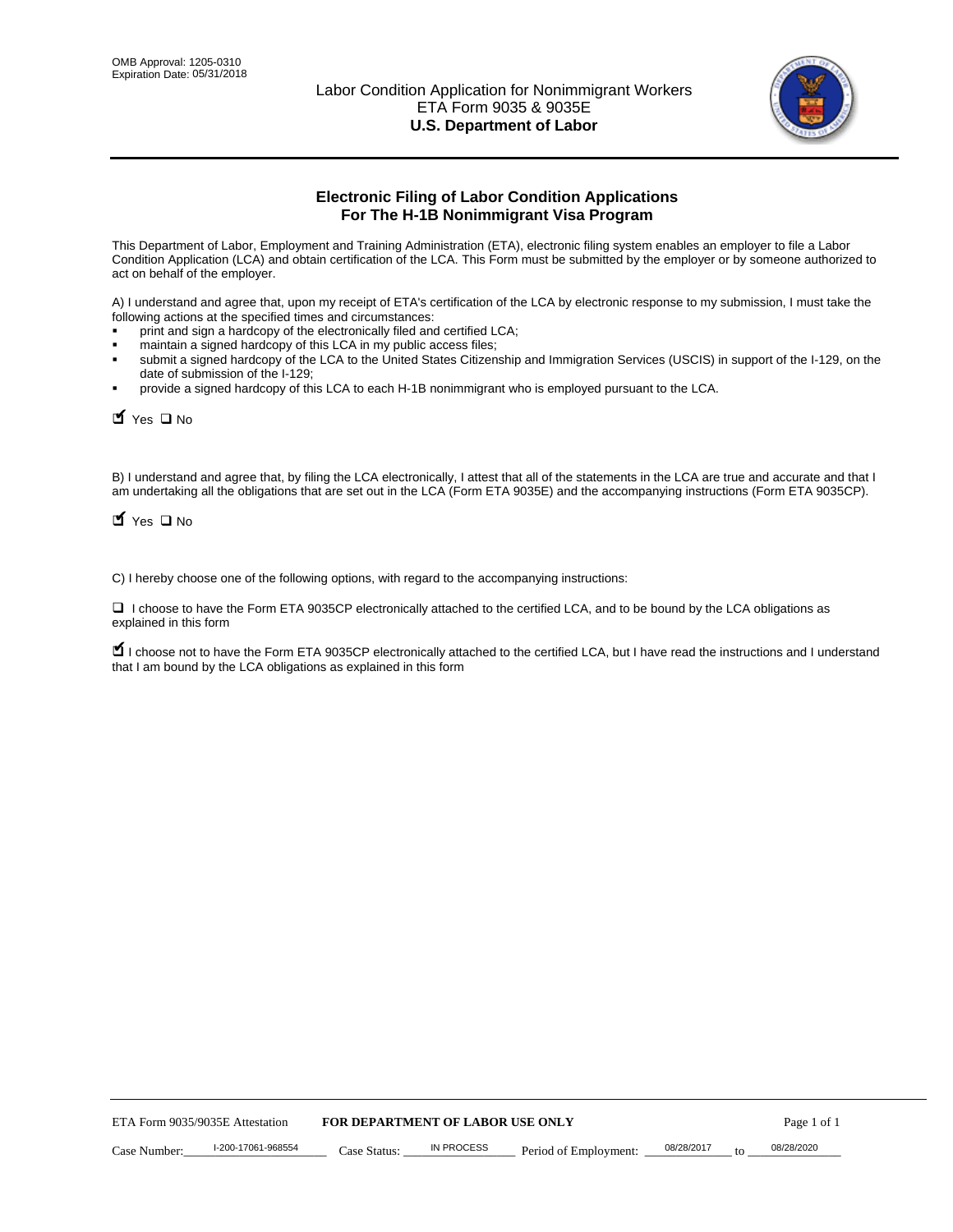OMB Approval: 1205-0310
Expiration Date: 05/31/2018

# Labor Condition Application for Nonimmigrant Workers
ETA Form 9035 & 9035E
**U.S. Department of Labor**

## Electronic Filing of Labor Condition Applications For The H-1B Nonimmigrant Visa Program

This Department of Labor, Employment and Training Administration (ETA), electronic filing system enables an employer to file a Labor Condition Application (LCA) and obtain certification of the LCA. This Form must be submitted by the employer or by someone authorized to act on behalf of the employer.

A) I understand and agree that, upon my receipt of ETA's certification of the LCA by electronic response to my submission, I must take the following actions at the specified times and circumstances:

- print and sign a hardcopy of the electronically filed and certified LCA;
- maintain a signed hardcopy of this LCA in my public access files;
- submit a signed hardcopy of the LCA to the United States Citizenship and Immigration Services (USCIS) in support of the I-129, on the date of submission of the I-129;
- provide a signed hardcopy of this LCA to each H-1B nonimmigrant who is employed pursuant to the LCA.

☑ Yes ☐ No

B) I understand and agree that, by filing the LCA electronically, I attest that all of the statements in the LCA are true and accurate and that I am undertaking all the obligations that are set out in the LCA (Form ETA 9035E) and the accompanying instructions (Form ETA 9035CP).

☑ Yes ☐ No

C) I hereby choose one of the following options, with regard to the accompanying instructions:

☐ I choose to have the Form ETA 9035CP electronically attached to the certified LCA, and to be bound by the LCA obligations as explained in this form

☑ I choose not to have the Form ETA 9035CP electronically attached to the certified LCA, but I have read the instructions and I understand that I am bound by the LCA obligations as explained in this form

ETA Form 9035/9035E Attestation **FOR DEPARTMENT OF LABOR USE ONLY**

Case Number: I-200-17061-968554 Case Status: IN PROCESS Period of Employment: 08/28/2017 to 08/28/2020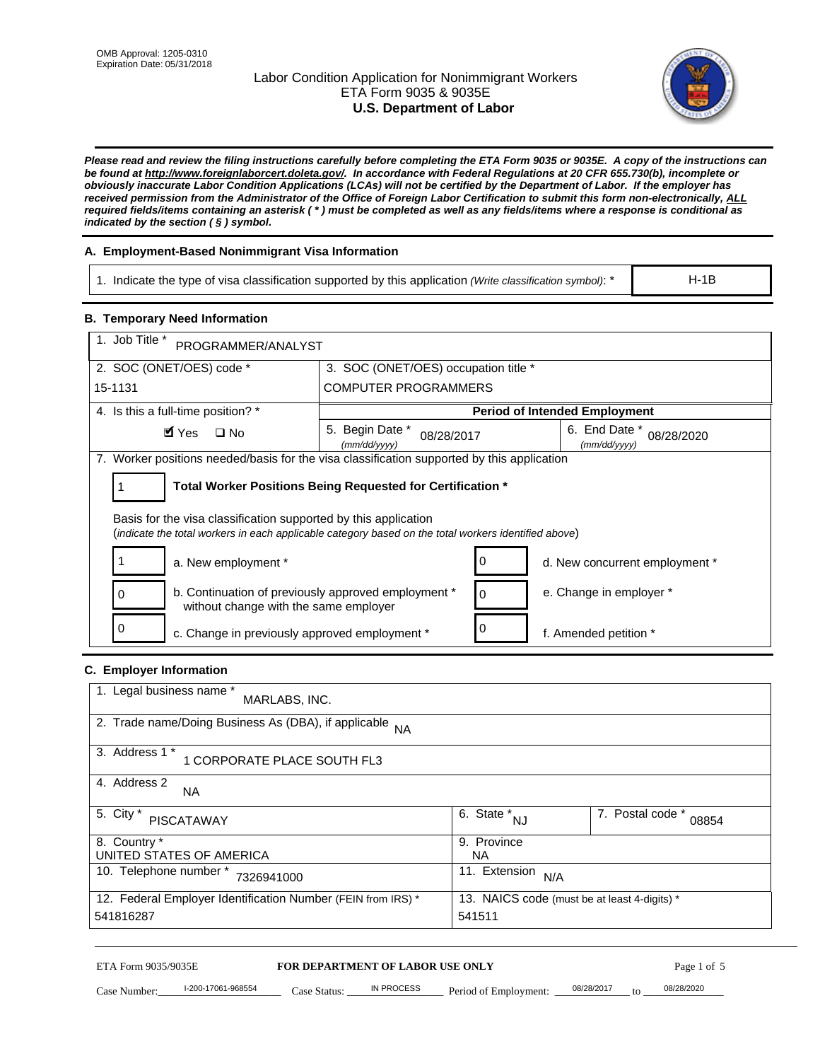OMB Approval: 1205-0310
Expiration Date: 05/31/2018

# Labor Condition Application for Nonimmigrant Workers
## ETA Form 9035 & 9035E
## U.S. Department of Labor

***Please read and review the filing instructions carefully before completing the ETA Form 9035 or 9035E. A copy of the instructions can be found at http://www.foreignlaborcert.doleta.gov/. In accordance with Federal Regulations at 20 CFR 655.730(b), incomplete or obviously inaccurate Labor Condition Applications (LCAs) will not be certified by the Department of Labor. If the employer has received permission from the Administrator of the Office of Foreign Labor Certification to submit this form non-electronically, ALL required fields/items containing an asterisk ( * ) must be completed as well as any fields/items where a response is conditional as indicated by the section ( § ) symbol.***

### A. Employment-Based Nonimmigrant Visa Information

| 1. Indicate the type of visa classification supported by this application *(Write classification symbol)*: * | H-1B |
|---|---|

### B. Temporary Need Information

| 1. Job Title * PROGRAMMER/ANALYST | | |
|---|---|---|
| 2. SOC (ONET/OES) code * 15-1131 | 3. SOC (ONET/OES) occupation title * COMPUTER PROGRAMMERS | |
| 4. Is this a full-time position? * ☑ Yes ☐ No | **Period of Intended Employment** | |
| | 5. Begin Date * *(mm/dd/yyyy)* 08/28/2017 | 6. End Date * *(mm/dd/yyyy)* 08/28/2020 |

7. Worker positions needed/basis for the visa classification supported by this application

1 **Total Worker Positions Being Requested for Certification ***

Basis for the visa classification supported by this application
(*indicate the total workers in each applicable category based on the total workers identified above*)

| | | | |
|---|---|---|---|
| 1 | a. New employment * | 0 | d. New concurrent employment * |
| 0 | b. Continuation of previously approved employment * without change with the same employer | 0 | e. Change in employer * |
| 0 | c. Change in previously approved employment * | 0 | f. Amended petition * |

### C. Employer Information

| | | |
|---|---|---|
| 1. Legal business name * MARLABS, INC. | | |
| 2. Trade name/Doing Business As (DBA), if applicable NA | | |
| 3. Address 1 * 1 CORPORATE PLACE SOUTH FL3 | | |
| 4. Address 2 NA | | |
| 5. City * PISCATAWAY | 6. State * NJ | 7. Postal code * 08854 |
| 8. Country * UNITED STATES OF AMERICA | 9. Province NA | |
| 10. Telephone number * 7326941000 | 11. Extension N/A | |
| 12. Federal Employer Identification Number (FEIN from IRS) * 541816287 | 13. NAICS code (must be at least 4-digits) * 541511 | |

ETA Form 9035/9035E **FOR DEPARTMENT OF LABOR USE ONLY**

Case Number: I-200-17061-968554 Case Status: IN PROCESS Period of Employment: 08/28/2017 to 08/28/2020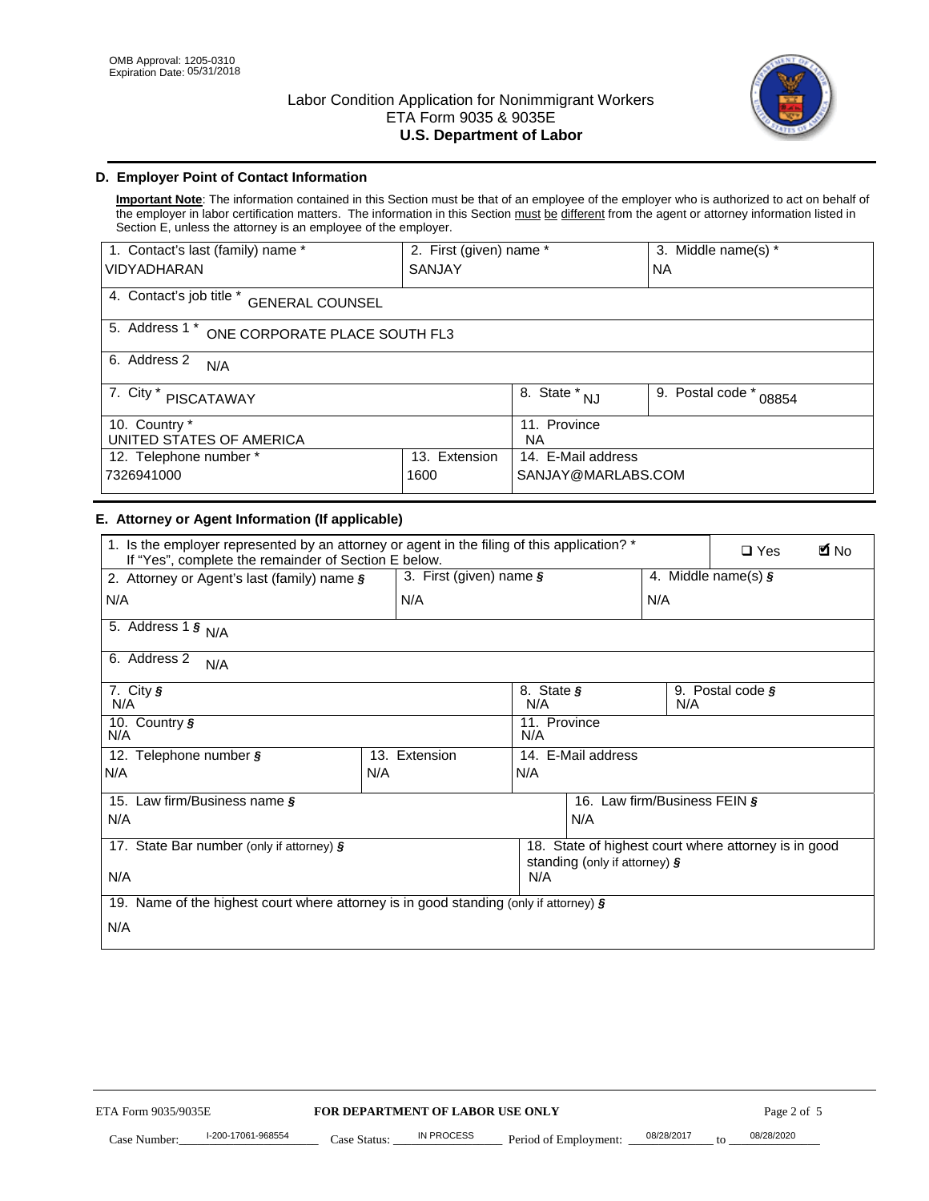# Labor Condition Application for Nonimmigrant Workers
## ETA Form 9035 & 9035E
## U.S. Department of Labor

OMB Approval: 1205-0310
Expiration Date: 05/31/2018

### D. Employer Point of Contact Information

**Important Note**: The information contained in this Section must be that of an employee of the employer who is authorized to act on behalf of the employer in labor certification matters. The information in this Section must be different from the agent or attorney information listed in Section E, unless the attorney is an employee of the employer.

| 1. Contact's last (family) name * | 2. First (given) name * | 3. Middle name(s) * |
|---|---|---|
| VIDYADHARAN | SANJAY | NA |

| 4. Contact's job title * |
|---|
| GENERAL COUNSEL |

| 5. Address 1 * |
|---|
| ONE CORPORATE PLACE SOUTH FL3 |

| 6. Address 2 |
|---|
| N/A |

| 7. City * | 8. State * | 9. Postal code * |
|---|---|---|
| PISCATAWAY | NJ | 08854 |

| 10. Country * | 11. Province |
|---|---|
| UNITED STATES OF AMERICA | NA |

| 12. Telephone number * | 13. Extension | 14. E-Mail address |
|---|---|---|
| 7326941000 | 1600 | SANJAY@MARLABS.COM |

### E. Attorney or Agent Information (If applicable)

1. Is the employer represented by an attorney or agent in the filing of this application? * If "Yes", complete the remainder of Section E below. ☐ Yes ☑ No

| 2. Attorney or Agent's last (family) name § | 3. First (given) name § | 4. Middle name(s) § |
|---|---|---|
| N/A | N/A | N/A |

| 5. Address 1 § |
|---|
| N/A |

| 6. Address 2 |
|---|
| N/A |

| 7. City § | 8. State § | 9. Postal code § |
|---|---|---|
| N/A | N/A | N/A |

| 10. Country § | 11. Province |
|---|---|
| N/A | N/A |

| 12. Telephone number § | 13. Extension | 14. E-Mail address |
|---|---|---|
| N/A | N/A | N/A |

| 15. Law firm/Business name § | 16. Law firm/Business FEIN § |
|---|---|
| N/A | N/A |

| 17. State Bar number (only if attorney) § | 18. State of highest court where attorney is in good standing (only if attorney) § |
|---|---|
| N/A | N/A |

| 19. Name of the highest court where attorney is in good standing (only if attorney) § |
|---|
| N/A |

ETA Form 9035/9035E — FOR DEPARTMENT OF LABOR USE ONLY

Case Number: I-200-17061-968554 Case Status: IN PROCESS Period of Employment: 08/28/2017 to 08/28/2020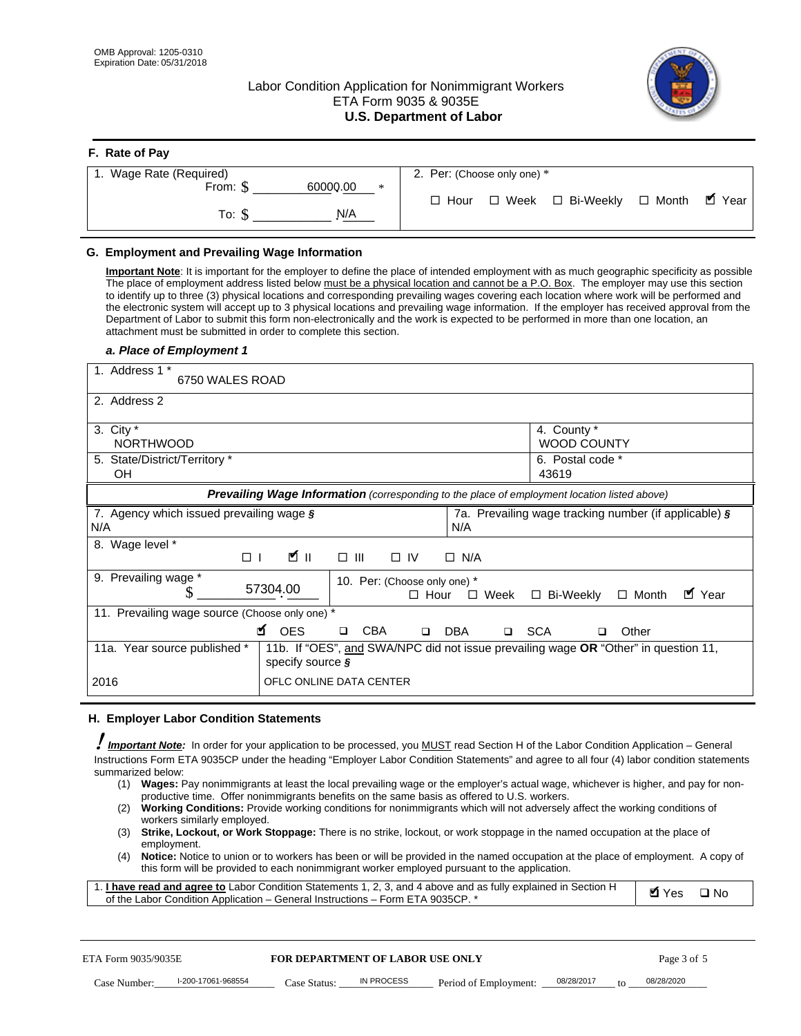OMB Approval: 1205-0310
Expiration Date: 05/31/2018

Labor Condition Application for Nonimmigrant Workers
ETA Form 9035 & 9035E
**U.S. Department of Labor**

## F. Rate of Pay

| 1. Wage Rate (Required) | 2. Per: (Choose only one) * |
|---|---|
| From: $ 60000.00 * | ☐ Hour ☐ Week ☐ Bi-Weekly ☐ Month ☑ Year |
| To: $ N/A | |

## G. Employment and Prevailing Wage Information

**Important Note**: It is important for the employer to define the place of intended employment with as much geographic specificity as possible The place of employment address listed below must be a physical location and cannot be a P.O. Box. The employer may use this section to identify up to three (3) physical locations and corresponding prevailing wages covering each location where work will be performed and the electronic system will accept up to 3 physical locations and prevailing wage information. If the employer has received approval from the Department of Labor to submit this form non-electronically and the work is expected to be performed in more than one location, an attachment must be submitted in order to complete this section.

### *a. Place of Employment 1*

| | |
|---|---|
| 1. Address 1 * 6750 WALES ROAD | |
| 2. Address 2 | |
| 3. City * NORTHWOOD | 4. County * WOOD COUNTY |
| 5. State/District/Territory * OH | 6. Postal code * 43619 |

***Prevailing Wage Information*** *(corresponding to the place of employment location listed above)*

| | |
|---|---|
| 7. Agency which issued prevailing wage § N/A | 7a. Prevailing wage tracking number (if applicable) § N/A |
| 8. Wage level * ☐ I ☑ II ☐ III ☐ IV ☐ N/A | |
| 9. Prevailing wage * $ 57304.00 | 10. Per: (Choose only one) * ☐ Hour ☐ Week ☐ Bi-Weekly ☐ Month ☑ Year |
| 11. Prevailing wage source (Choose only one) * ☑ OES ☐ CBA ☐ DBA ☐ SCA ☐ Other | |
| 11a. Year source published * 2016 | 11b. If "OES", and SWA/NPC did not issue prevailing wage OR "Other" in question 11, specify source § OFLC ONLINE DATA CENTER |

## H. Employer Labor Condition Statements

***Important Note:*** In order for your application to be processed, you MUST read Section H of the Labor Condition Application – General Instructions Form ETA 9035CP under the heading "Employer Labor Condition Statements" and agree to all four (4) labor condition statements summarized below:

(1) **Wages:** Pay nonimmigrants at least the local prevailing wage or the employer's actual wage, whichever is higher, and pay for non-productive time. Offer nonimmigrants benefits on the same basis as offered to U.S. workers.
(2) **Working Conditions:** Provide working conditions for nonimmigrants which will not adversely affect the working conditions of workers similarly employed.
(3) **Strike, Lockout, or Work Stoppage:** There is no strike, lockout, or work stoppage in the named occupation at the place of employment.
(4) **Notice:** Notice to union or to workers has been or will be provided in the named occupation at the place of employment. A copy of this form will be provided to each nonimmigrant worker employed pursuant to the application.

| | |
|---|---|
| 1. **I have read and agree to** Labor Condition Statements 1, 2, 3, and 4 above and as fully explained in Section H of the Labor Condition Application – General Instructions – Form ETA 9035CP. * | ☑ Yes ☐ No |

ETA Form 9035/9035E **FOR DEPARTMENT OF LABOR USE ONLY**

Case Number: I-200-17061-968554 Case Status: IN PROCESS Period of Employment: 08/28/2017 to 08/28/2020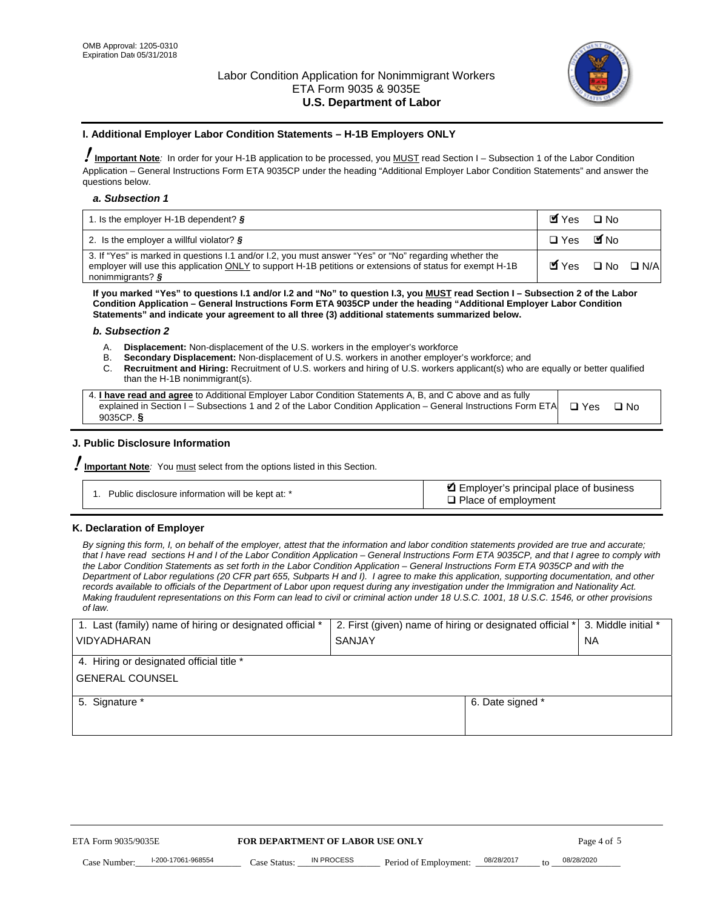OMB Approval: 1205-0310
Expiration Date 05/31/2018

Labor Condition Application for Nonimmigrant Workers
ETA Form 9035 & 9035E
**U.S. Department of Labor**

## I. Additional Employer Labor Condition Statements – H-1B Employers ONLY

**Important Note**: In order for your H-1B application to be processed, you MUST read Section I – Subsection 1 of the Labor Condition Application – General Instructions Form ETA 9035CP under the heading "Additional Employer Labor Condition Statements" and answer the questions below.

### *a. Subsection 1*

| | |
|---|---|
| 1. Is the employer H-1B dependent? *§* | ☑ Yes ☐ No |
| 2. Is the employer a willful violator? *§* | ☐ Yes ☑ No |
| 3. If "Yes" is marked in questions I.1 and/or I.2, you must answer "Yes" or "No" regarding whether the employer will use this application ONLY to support H-1B petitions or extensions of status for exempt H-1B nonimmigrants? *§* | ☑ Yes ☐ No ☐ N/A |

**If you marked "Yes" to questions I.1 and/or I.2 and "No" to question I.3, you MUST read Section I – Subsection 2 of the Labor Condition Application – General Instructions Form ETA 9035CP under the heading "Additional Employer Labor Condition Statements" and indicate your agreement to all three (3) additional statements summarized below.**

### *b. Subsection 2*

A. **Displacement:** Non-displacement of the U.S. workers in the employer's workforce
B. **Secondary Displacement:** Non-displacement of U.S. workers in another employer's workforce; and
C. **Recruitment and Hiring:** Recruitment of U.S. workers and hiring of U.S. workers applicant(s) who are equally or better qualified than the H-1B nonimmigrant(s).

| | |
|---|---|
| 4. **I have read and agree** to Additional Employer Labor Condition Statements A, B, and C above and as fully explained in Section I – Subsections 1 and 2 of the Labor Condition Application – General Instructions Form ETA 9035CP. **§** | ☐ Yes ☐ No |

## J. Public Disclosure Information

**Important Note**: You must select from the options listed in this Section.

| | |
|---|---|
| 1. Public disclosure information will be kept at: * | ☑ Employer's principal place of business<br>☐ Place of employment |

## K. Declaration of Employer

*By signing this form, I, on behalf of the employer, attest that the information and labor condition statements provided are true and accurate; that I have read sections H and I of the Labor Condition Application – General Instructions Form ETA 9035CP, and that I agree to comply with the Labor Condition Statements as set forth in the Labor Condition Application – General Instructions Form ETA 9035CP and with the Department of Labor regulations (20 CFR part 655, Subparts H and I). I agree to make this application, supporting documentation, and other records available to officials of the Department of Labor upon request during any investigation under the Immigration and Nationality Act. Making fraudulent representations on this Form can lead to civil or criminal action under 18 U.S.C. 1001, 18 U.S.C. 1546, or other provisions of law.*

| 1. Last (family) name of hiring or designated official * | 2. First (given) name of hiring or designated official * | 3. Middle initial * |
|---|---|---|
| VIDYADHARAN | SANJAY | NA |
| 4. Hiring or designated official title * | | |
| GENERAL COUNSEL | | |
| 5. Signature * | 6. Date signed * | |
| | | |

ETA Form 9035/9035E — **FOR DEPARTMENT OF LABOR USE ONLY**

Case Number: I-200-17061-968554 Case Status: IN PROCESS Period of Employment: 08/28/2017 to 08/28/2020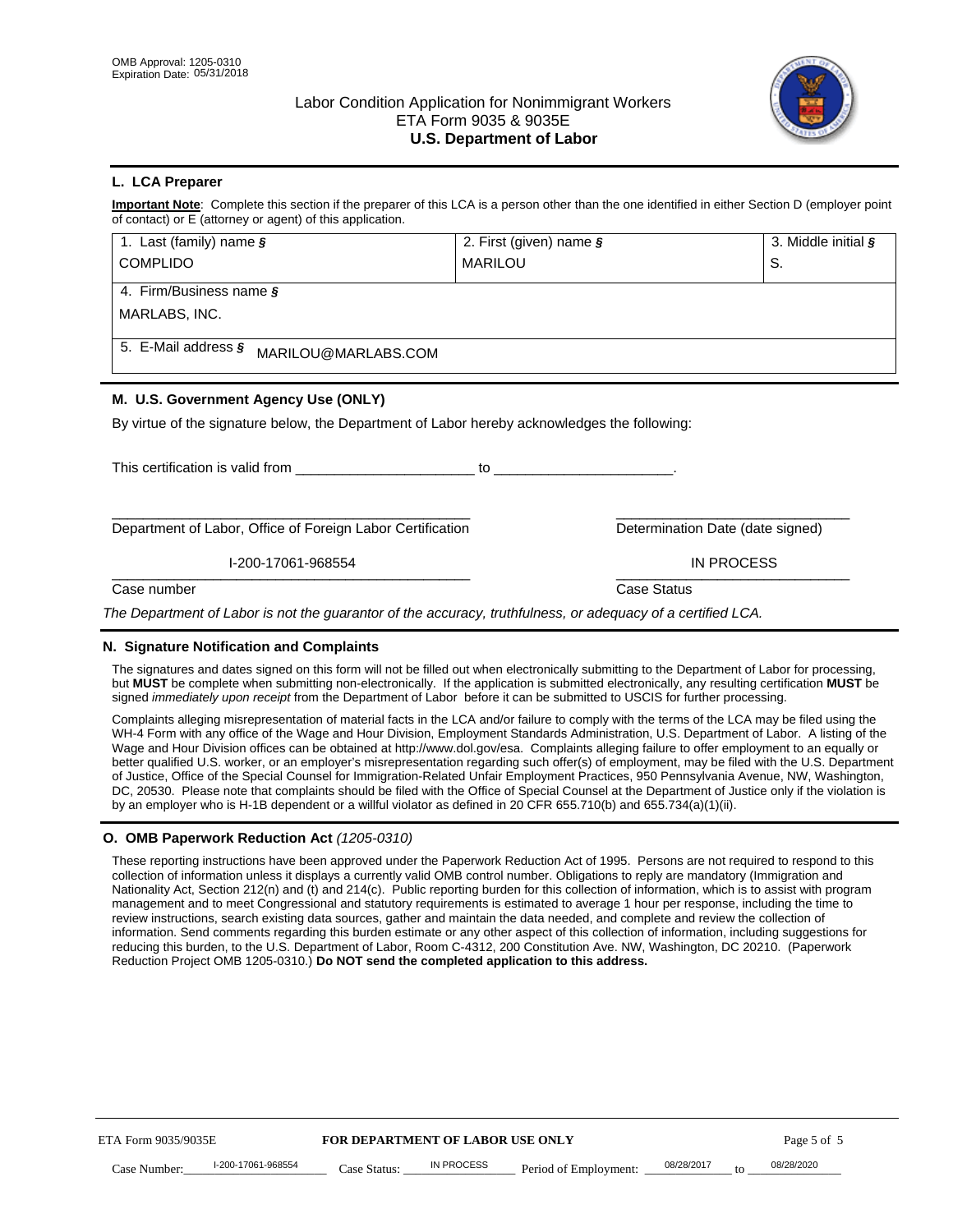OMB Approval: 1205-0310
Expiration Date: 05/31/2018

# Labor Condition Application for Nonimmigrant Workers
## ETA Form 9035 & 9035E
## U.S. Department of Labor

## L. LCA Preparer

**Important Note**: Complete this section if the preparer of this LCA is a person other than the one identified in either Section D (employer point of contact) or E (attorney or agent) of this application.

| 1. Last (family) name § | 2. First (given) name § | 3. Middle initial § |
|---|---|---|
| COMPLIDO | MARILOU | S. |

4. Firm/Business name §
MARLABS, INC.

5. E-Mail address § MARILOU@MARLABS.COM

## M. U.S. Government Agency Use (ONLY)

By virtue of the signature below, the Department of Labor hereby acknowledges the following:

This certification is valid from ______________________ to ______________________.

______________________________________________ Department of Labor, Office of Foreign Labor Certification

______________________________ Determination Date (date signed)

I-200-17061-968554
Case number

IN PROCESS
Case Status

*The Department of Labor is not the guarantor of the accuracy, truthfulness, or adequacy of a certified LCA.*

## N. Signature Notification and Complaints

The signatures and dates signed on this form will not be filled out when electronically submitting to the Department of Labor for processing, but **MUST** be complete when submitting non-electronically. If the application is submitted electronically, any resulting certification **MUST** be signed *immediately upon receipt* from the Department of Labor before it can be submitted to USCIS for further processing.

Complaints alleging misrepresentation of material facts in the LCA and/or failure to comply with the terms of the LCA may be filed using the WH-4 Form with any office of the Wage and Hour Division, Employment Standards Administration, U.S. Department of Labor. A listing of the Wage and Hour Division offices can be obtained at http://www.dol.gov/esa. Complaints alleging failure to offer employment to an equally or better qualified U.S. worker, or an employer's misrepresentation regarding such offer(s) of employment, may be filed with the U.S. Department of Justice, Office of the Special Counsel for Immigration-Related Unfair Employment Practices, 950 Pennsylvania Avenue, NW, Washington, DC, 20530. Please note that complaints should be filed with the Office of Special Counsel at the Department of Justice only if the violation is by an employer who is H-1B dependent or a willful violator as defined in 20 CFR 655.710(b) and 655.734(a)(1)(ii).

## O. OMB Paperwork Reduction Act *(1205-0310)*

These reporting instructions have been approved under the Paperwork Reduction Act of 1995. Persons are not required to respond to this collection of information unless it displays a currently valid OMB control number. Obligations to reply are mandatory (Immigration and Nationality Act, Section 212(n) and (t) and 214(c). Public reporting burden for this collection of information, which is to assist with program management and to meet Congressional and statutory requirements is estimated to average 1 hour per response, including the time to review instructions, search existing data sources, gather and maintain the data needed, and complete and review the collection of information. Send comments regarding this burden estimate or any other aspect of this collection of information, including suggestions for reducing this burden, to the U.S. Department of Labor, Room C-4312, 200 Constitution Ave. NW, Washington, DC 20210. (Paperwork Reduction Project OMB 1205-0310.) **Do NOT send the completed application to this address.**

ETA Form 9035/9035E — **FOR DEPARTMENT OF LABOR USE ONLY**

Case Number: I-200-17061-968554 Case Status: IN PROCESS Period of Employment: 08/28/2017 to 08/28/2020